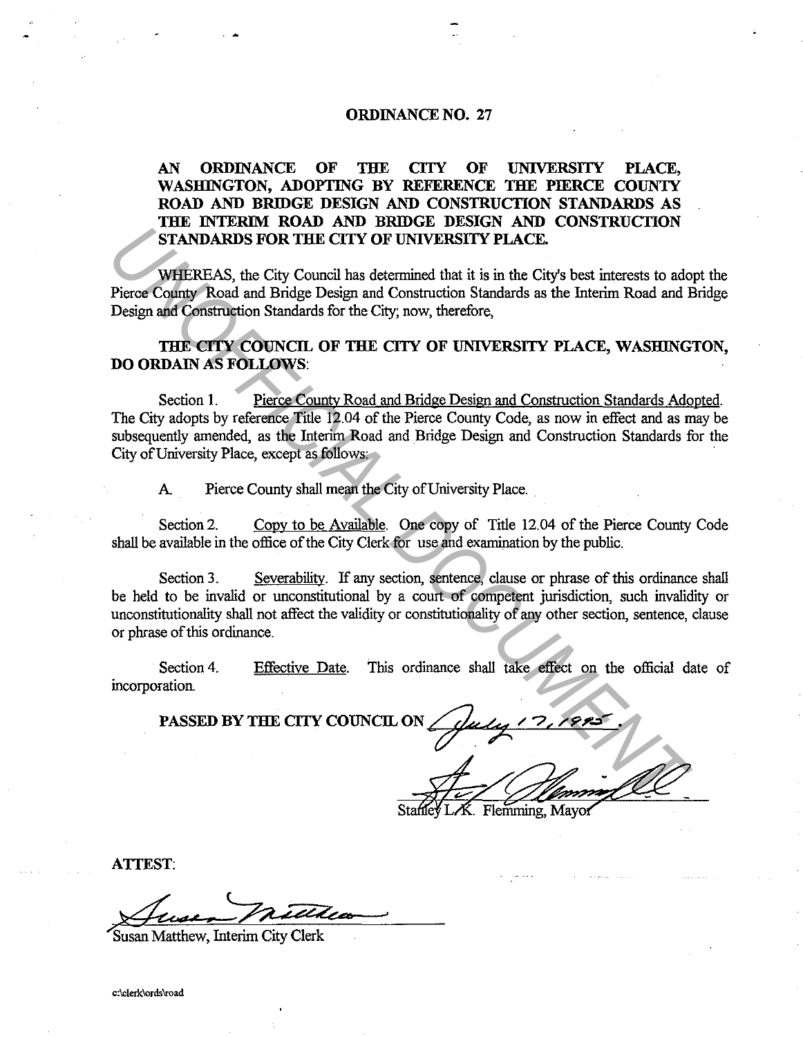# ORDINANCE NO. 27

**AN ORDINANCE OF THE CITY OF UNIVERSITY PLACE, WASHINGTON, ADOPTING BY REFERENCE THE PIERCE COUNTY ROAD AND BRIDGE DESIGN AND CONSTRUCTION STANDARDS AS THE INTERIM ROAD AND BRIDGE DESIGN AND CONSTRUCTION STANDARDS FOR THE CITY OF UNIVERSITY PLACE.**

WHEREAS, the City Council has determined that it is in the City's best interests to adopt the Pierce County Road and Bridge Design and Construction Standards as the Interim Road and Bridge Design and Construction Standards for the City; now, therefore,

**THE CITY COUNCIL OF THE CITY OF UNIVERSITY PLACE, WASHINGTON, DO ORDAIN AS FOLLOWS:**

Section 1. Pierce County Road and Bridge Design and Construction Standards Adopted. The City adopts by reference Title 12.04 of the Pierce County Code, as now in effect and as may be subsequently amended, as the Interim Road and Bridge Design and Construction Standards for the City of University Place, except as follows:

A. Pierce County shall mean the City of University Place.

Section 2. Copy to be Available. One copy of Title 12.04 of the Pierce County Code shall be available in the office of the City Clerk for use and examination by the public.

Section 3. Severability. If any section, sentence, clause or phrase of this ordinance shall be held to be invalid or unconstitutional by a court of competent jurisdiction, such invalidity or unconstitutionality shall not affect the validity or constitutionality of any other section, sentence, clause or phrase of this ordinance.

Section 4. Effective Date. This ordinance shall take effect on the official date of incorporation.

**PASSED BY THE CITY COUNCIL ON** July 17, 1995.

Stanley L. K. Flemming, Mayor

**ATTEST:**

Susan Matthew, Interim City Clerk

c:\clerk\ords\road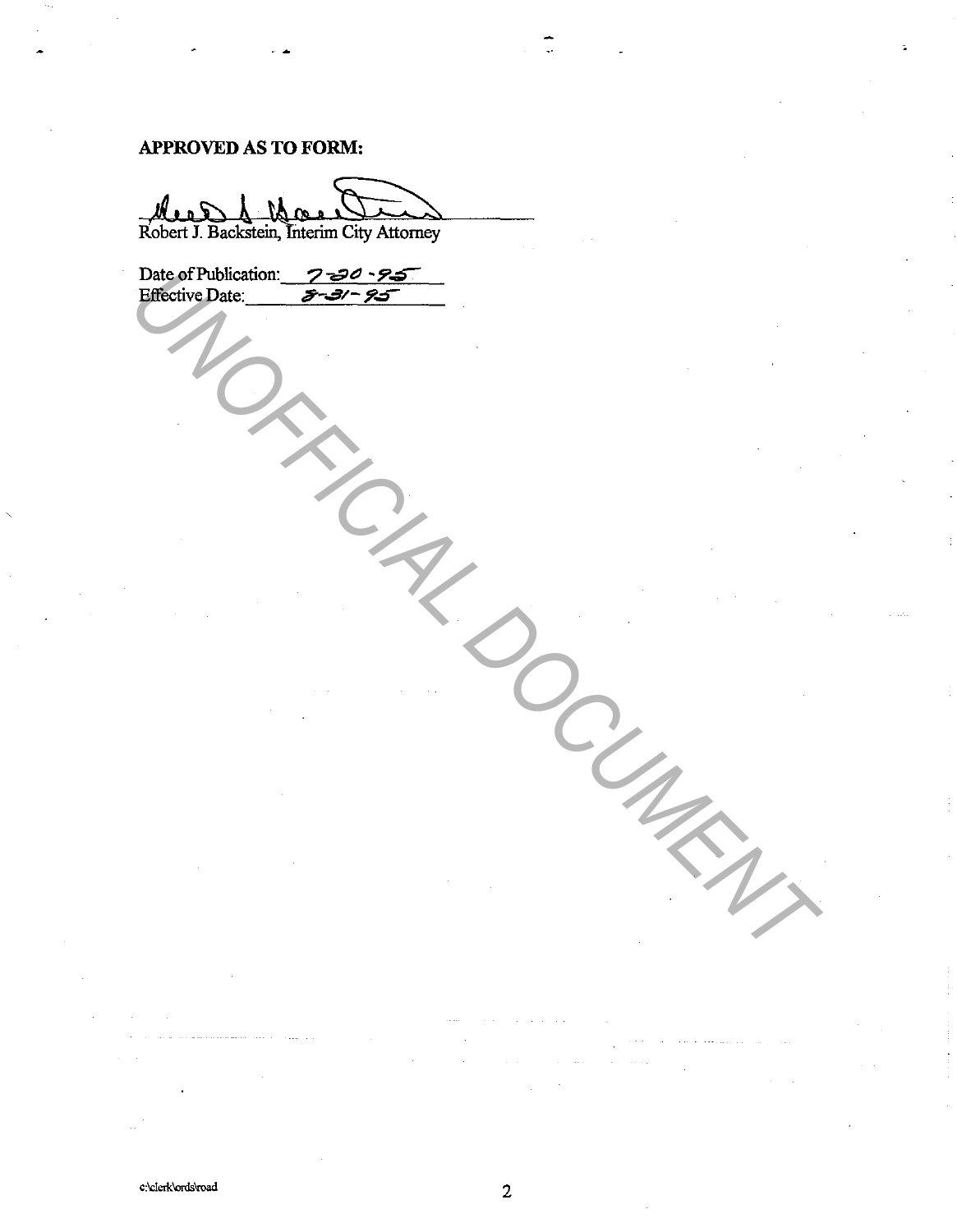**APPROVED AS TO FORM:**

Robert J. Backstein, Interim City Attorney

Date of Publication: 7-20-95
Effective Date: 8-31-95

UNOFFICIAL DOCUMENT

c:\clerk\ords\road